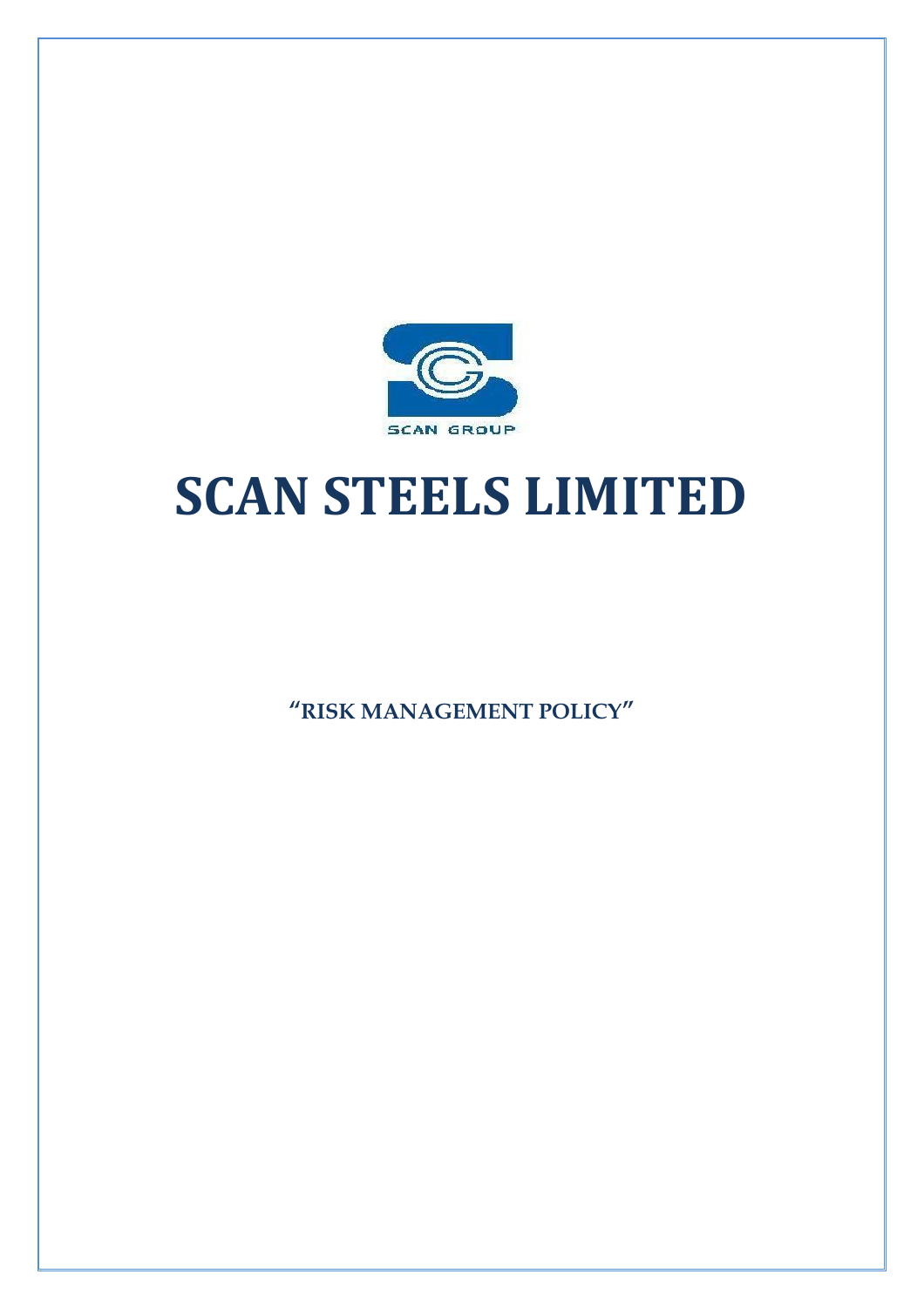SCAN GROUP

# SCAN STEELS LIMITED

**"RISK MANAGEMENT POLICY"**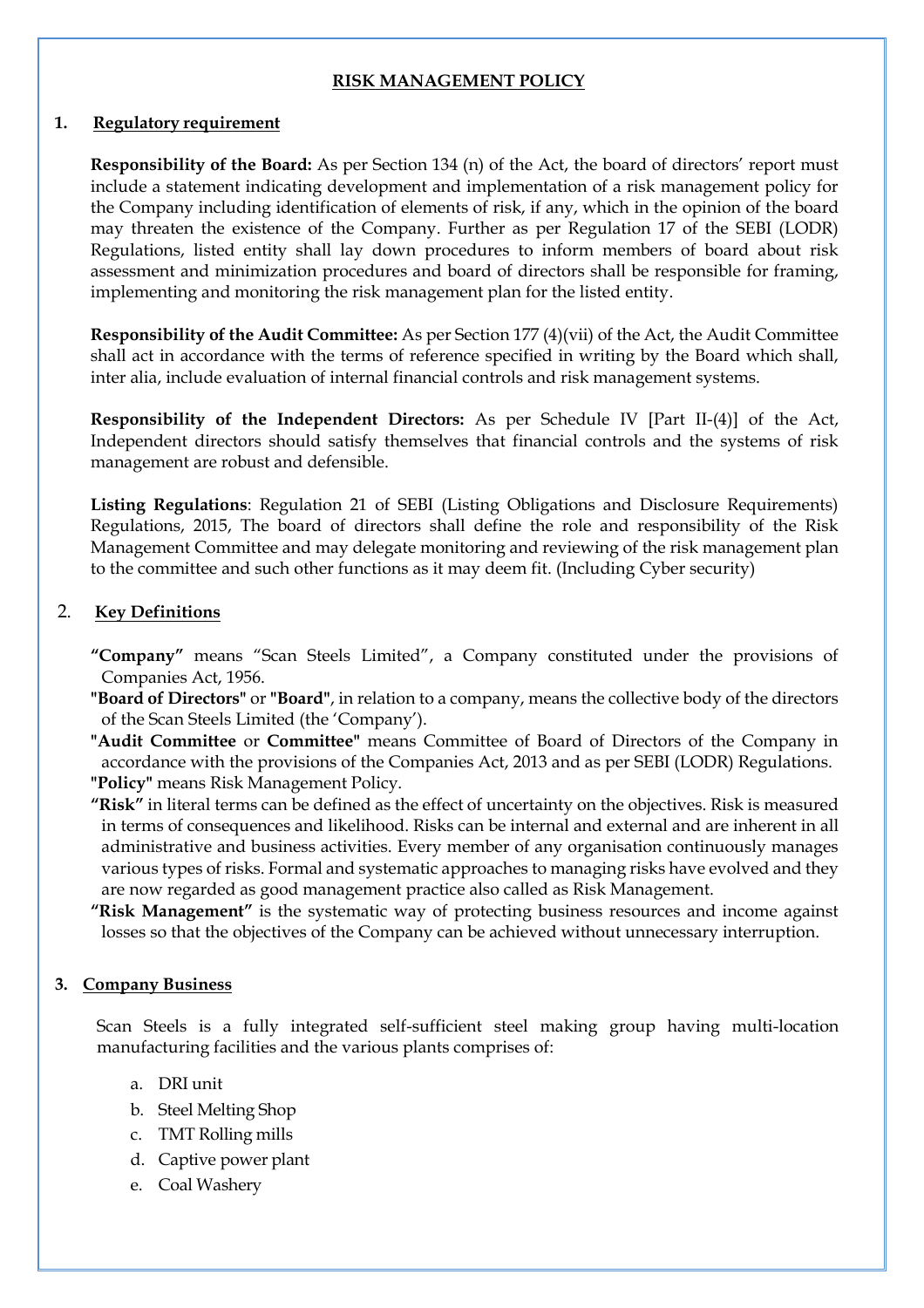## RISK MANAGEMENT POLICY

### 1. Regulatory requirement

**Responsibility of the Board:** As per Section 134 (n) of the Act, the board of directors' report must include a statement indicating development and implementation of a risk management policy for the Company including identification of elements of risk, if any, which in the opinion of the board may threaten the existence of the Company. Further as per Regulation 17 of the SEBI (LODR) Regulations, listed entity shall lay down procedures to inform members of board about risk assessment and minimization procedures and board of directors shall be responsible for framing, implementing and monitoring the risk management plan for the listed entity.

**Responsibility of the Audit Committee:** As per Section 177 (4)(vii) of the Act, the Audit Committee shall act in accordance with the terms of reference specified in writing by the Board which shall, inter alia, include evaluation of internal financial controls and risk management systems.

**Responsibility of the Independent Directors:** As per Schedule IV [Part II-(4)] of the Act, Independent directors should satisfy themselves that financial controls and the systems of risk management are robust and defensible.

**Listing Regulations**: Regulation 21 of SEBI (Listing Obligations and Disclosure Requirements) Regulations, 2015, The board of directors shall define the role and responsibility of the Risk Management Committee and may delegate monitoring and reviewing of the risk management plan to the committee and such other functions as it may deem fit. (Including Cyber security)

### 2. Key Definitions

**"Company"** means "Scan Steels Limited", a Company constituted under the provisions of Companies Act, 1956.

**"Board of Directors"** or **"Board"**, in relation to a company, means the collective body of the directors of the Scan Steels Limited (the 'Company').

**"Audit Committee** or **Committee"** means Committee of Board of Directors of the Company in accordance with the provisions of the Companies Act, 2013 and as per SEBI (LODR) Regulations.

**"Policy"** means Risk Management Policy.

**"Risk"** in literal terms can be defined as the effect of uncertainty on the objectives. Risk is measured in terms of consequences and likelihood. Risks can be internal and external and are inherent in all administrative and business activities. Every member of any organisation continuously manages various types of risks. Formal and systematic approaches to managing risks have evolved and they are now regarded as good management practice also called as Risk Management.

**"Risk Management"** is the systematic way of protecting business resources and income against losses so that the objectives of the Company can be achieved without unnecessary interruption.

### 3. Company Business

Scan Steels is a fully integrated self-sufficient steel making group having multi-location manufacturing facilities and the various plants comprises of:

a. DRI unit
b. Steel Melting Shop
c. TMT Rolling mills
d. Captive power plant
e. Coal Washery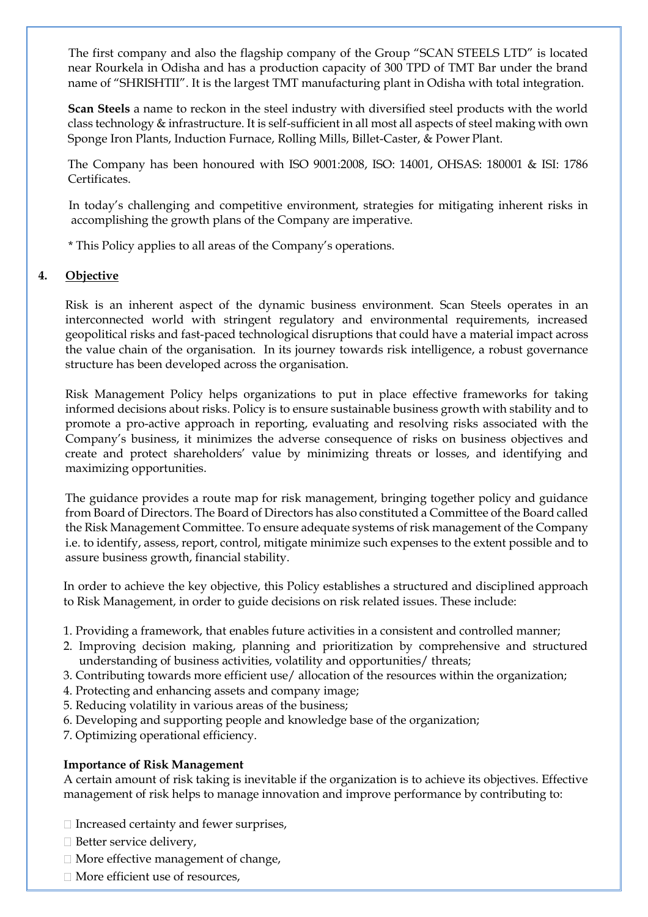The first company and also the flagship company of the Group "SCAN STEELS LTD" is located near Rourkela in Odisha and has a production capacity of 300 TPD of TMT Bar under the brand name of "SHRISHTII". It is the largest TMT manufacturing plant in Odisha with total integration.

**Scan Steels** a name to reckon in the steel industry with diversified steel products with the world class technology & infrastructure. It is self-sufficient in all most all aspects of steel making with own Sponge Iron Plants, Induction Furnace, Rolling Mills, Billet-Caster, & Power Plant.

The Company has been honoured with ISO 9001:2008, ISO: 14001, OHSAS: 180001 & ISI: 1786 Certificates.

In today's challenging and competitive environment, strategies for mitigating inherent risks in accomplishing the growth plans of the Company are imperative.

* This Policy applies to all areas of the Company's operations.

## 4. Objective

Risk is an inherent aspect of the dynamic business environment. Scan Steels operates in an interconnected world with stringent regulatory and environmental requirements, increased geopolitical risks and fast-paced technological disruptions that could have a material impact across the value chain of the organisation. In its journey towards risk intelligence, a robust governance structure has been developed across the organisation.

Risk Management Policy helps organizations to put in place effective frameworks for taking informed decisions about risks. Policy is to ensure sustainable business growth with stability and to promote a pro-active approach in reporting, evaluating and resolving risks associated with the Company's business, it minimizes the adverse consequence of risks on business objectives and create and protect shareholders' value by minimizing threats or losses, and identifying and maximizing opportunities.

The guidance provides a route map for risk management, bringing together policy and guidance from Board of Directors. The Board of Directors has also constituted a Committee of the Board called the Risk Management Committee. To ensure adequate systems of risk management of the Company i.e. to identify, assess, report, control, mitigate minimize such expenses to the extent possible and to assure business growth, financial stability.

In order to achieve the key objective, this Policy establishes a structured and disciplined approach to Risk Management, in order to guide decisions on risk related issues. These include:

1. Providing a framework, that enables future activities in a consistent and controlled manner;
2. Improving decision making, planning and prioritization by comprehensive and structured understanding of business activities, volatility and opportunities/ threats;
3. Contributing towards more efficient use/ allocation of the resources within the organization;
4. Protecting and enhancing assets and company image;
5. Reducing volatility in various areas of the business;
6. Developing and supporting people and knowledge base of the organization;
7. Optimizing operational efficiency.

**Importance of Risk Management**

A certain amount of risk taking is inevitable if the organization is to achieve its objectives. Effective management of risk helps to manage innovation and improve performance by contributing to:

- Increased certainty and fewer surprises,
- Better service delivery,
- More effective management of change,
- More efficient use of resources,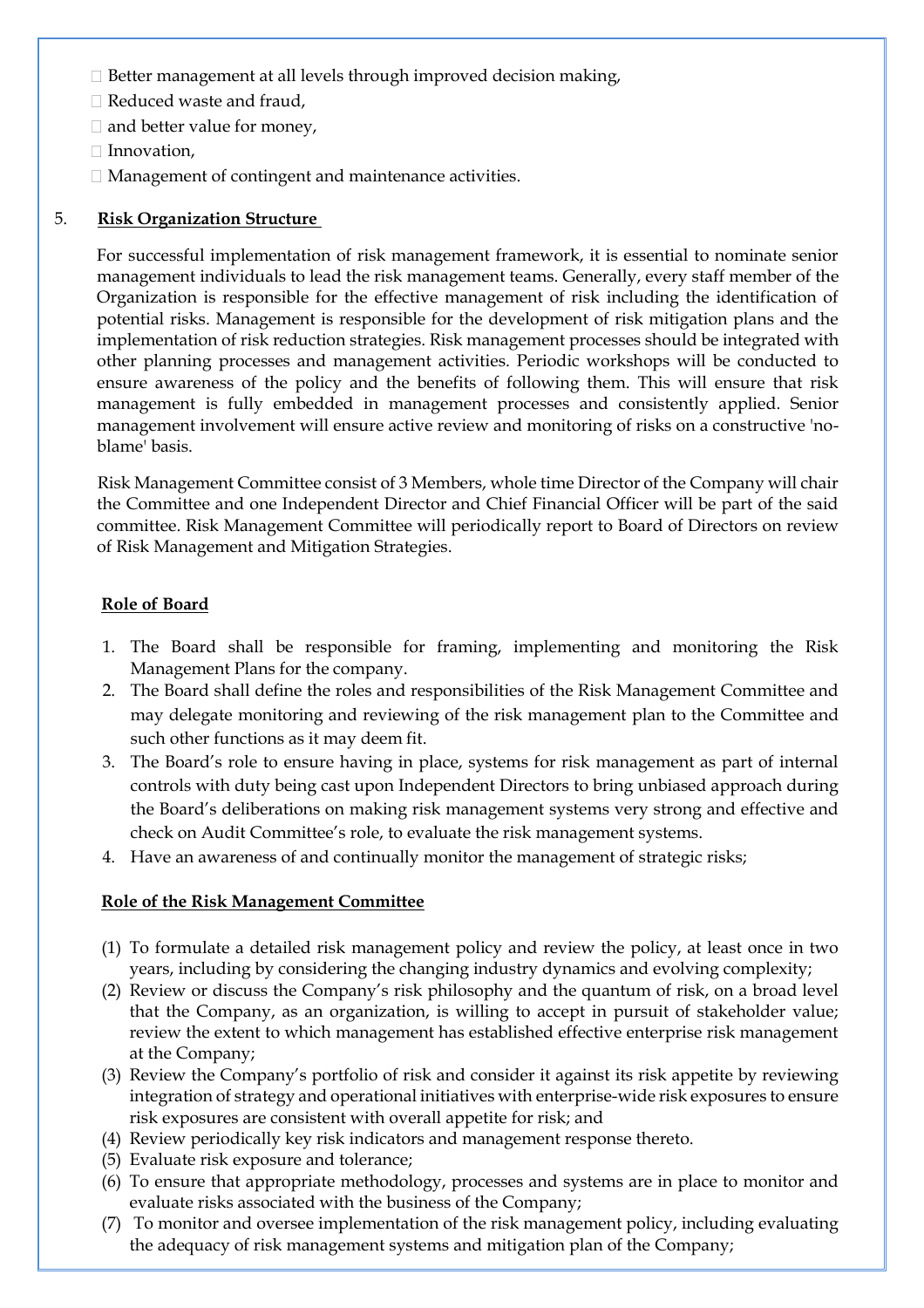- Better management at all levels through improved decision making,
- Reduced waste and fraud,
- and better value for money,
- Innovation,
- Management of contingent and maintenance activities.

5. **Risk Organization Structure**

For successful implementation of risk management framework, it is essential to nominate senior management individuals to lead the risk management teams. Generally, every staff member of the Organization is responsible for the effective management of risk including the identification of potential risks. Management is responsible for the development of risk mitigation plans and the implementation of risk reduction strategies. Risk management processes should be integrated with other planning processes and management activities. Periodic workshops will be conducted to ensure awareness of the policy and the benefits of following them. This will ensure that risk management is fully embedded in management processes and consistently applied. Senior management involvement will ensure active review and monitoring of risks on a constructive 'no-blame' basis.

Risk Management Committee consist of 3 Members, whole time Director of the Company will chair the Committee and one Independent Director and Chief Financial Officer will be part of the said committee. Risk Management Committee will periodically report to Board of Directors on review of Risk Management and Mitigation Strategies.

**Role of Board**

1. The Board shall be responsible for framing, implementing and monitoring the Risk Management Plans for the company.
2. The Board shall define the roles and responsibilities of the Risk Management Committee and may delegate monitoring and reviewing of the risk management plan to the Committee and such other functions as it may deem fit.
3. The Board's role to ensure having in place, systems for risk management as part of internal controls with duty being cast upon Independent Directors to bring unbiased approach during the Board's deliberations on making risk management systems very strong and effective and check on Audit Committee's role, to evaluate the risk management systems.
4. Have an awareness of and continually monitor the management of strategic risks;

**Role of the Risk Management Committee**

(1) To formulate a detailed risk management policy and review the policy, at least once in two years, including by considering the changing industry dynamics and evolving complexity;
(2) Review or discuss the Company's risk philosophy and the quantum of risk, on a broad level that the Company, as an organization, is willing to accept in pursuit of stakeholder value; review the extent to which management has established effective enterprise risk management at the Company;
(3) Review the Company's portfolio of risk and consider it against its risk appetite by reviewing integration of strategy and operational initiatives with enterprise-wide risk exposures to ensure risk exposures are consistent with overall appetite for risk; and
(4) Review periodically key risk indicators and management response thereto.
(5) Evaluate risk exposure and tolerance;
(6) To ensure that appropriate methodology, processes and systems are in place to monitor and evaluate risks associated with the business of the Company;
(7) To monitor and oversee implementation of the risk management policy, including evaluating the adequacy of risk management systems and mitigation plan of the Company;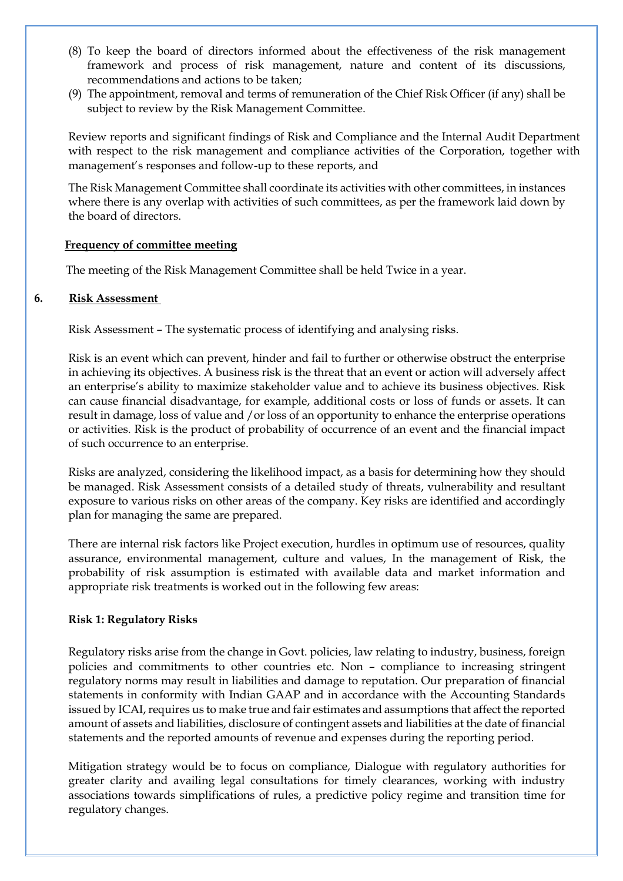(8) To keep the board of directors informed about the effectiveness of the risk management framework and process of risk management, nature and content of its discussions, recommendations and actions to be taken;

(9) The appointment, removal and terms of remuneration of the Chief Risk Officer (if any) shall be subject to review by the Risk Management Committee.

Review reports and significant findings of Risk and Compliance and the Internal Audit Department with respect to the risk management and compliance activities of the Corporation, together with management's responses and follow-up to these reports, and

The Risk Management Committee shall coordinate its activities with other committees, in instances where there is any overlap with activities of such committees, as per the framework laid down by the board of directors.

**Frequency of committee meeting**

The meeting of the Risk Management Committee shall be held Twice in a year.

## 6. Risk Assessment

Risk Assessment – The systematic process of identifying and analysing risks.

Risk is an event which can prevent, hinder and fail to further or otherwise obstruct the enterprise in achieving its objectives. A business risk is the threat that an event or action will adversely affect an enterprise's ability to maximize stakeholder value and to achieve its business objectives. Risk can cause financial disadvantage, for example, additional costs or loss of funds or assets. It can result in damage, loss of value and /or loss of an opportunity to enhance the enterprise operations or activities. Risk is the product of probability of occurrence of an event and the financial impact of such occurrence to an enterprise.

Risks are analyzed, considering the likelihood impact, as a basis for determining how they should be managed. Risk Assessment consists of a detailed study of threats, vulnerability and resultant exposure to various risks on other areas of the company. Key risks are identified and accordingly plan for managing the same are prepared.

There are internal risk factors like Project execution, hurdles in optimum use of resources, quality assurance, environmental management, culture and values, In the management of Risk, the probability of risk assumption is estimated with available data and market information and appropriate risk treatments is worked out in the following few areas:

**Risk 1: Regulatory Risks**

Regulatory risks arise from the change in Govt. policies, law relating to industry, business, foreign policies and commitments to other countries etc. Non – compliance to increasing stringent regulatory norms may result in liabilities and damage to reputation. Our preparation of financial statements in conformity with Indian GAAP and in accordance with the Accounting Standards issued by ICAI, requires us to make true and fair estimates and assumptions that affect the reported amount of assets and liabilities, disclosure of contingent assets and liabilities at the date of financial statements and the reported amounts of revenue and expenses during the reporting period.

Mitigation strategy would be to focus on compliance, Dialogue with regulatory authorities for greater clarity and availing legal consultations for timely clearances, working with industry associations towards simplifications of rules, a predictive policy regime and transition time for regulatory changes.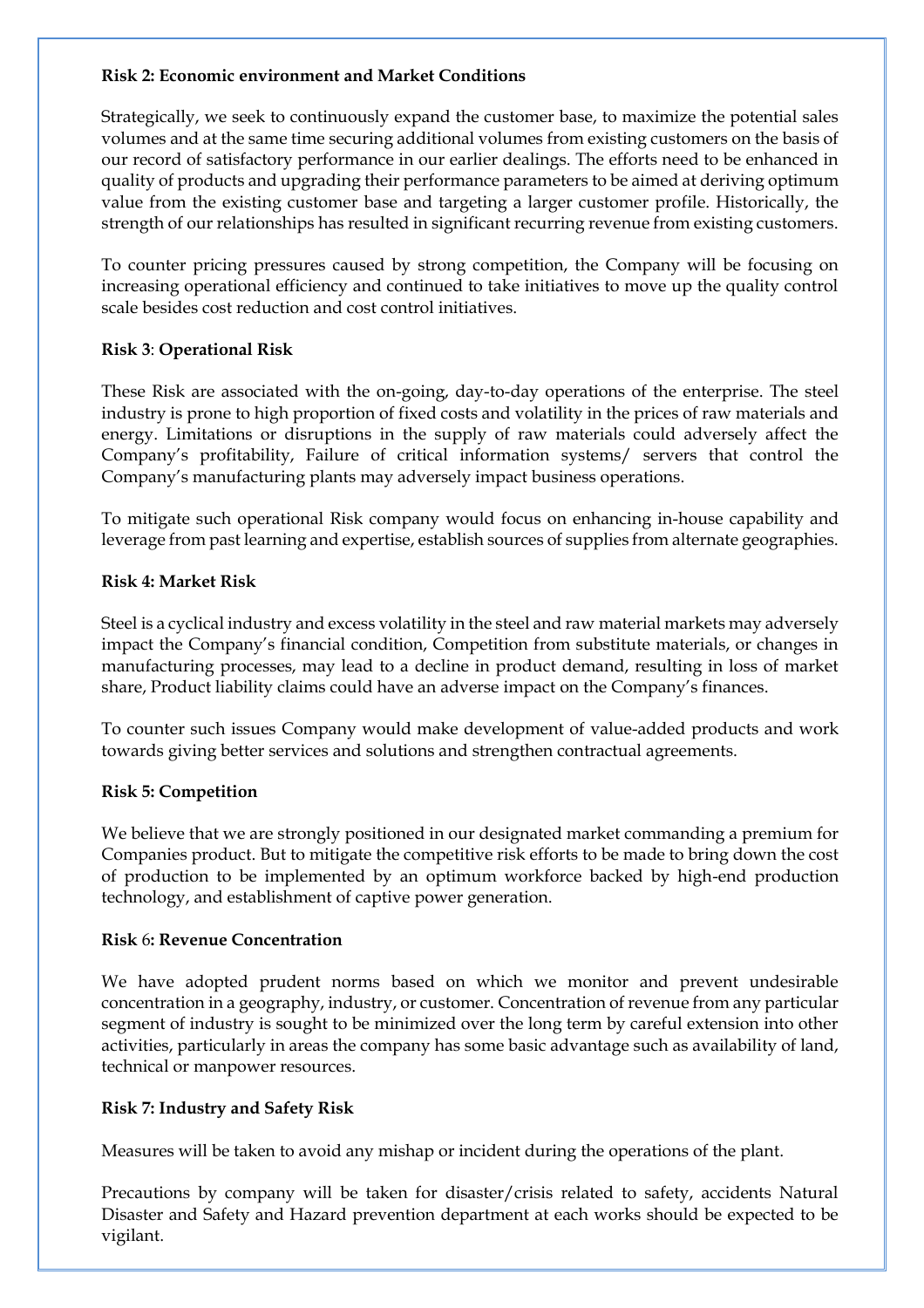**Risk 2: Economic environment and Market Conditions**

Strategically, we seek to continuously expand the customer base, to maximize the potential sales volumes and at the same time securing additional volumes from existing customers on the basis of our record of satisfactory performance in our earlier dealings. The efforts need to be enhanced in quality of products and upgrading their performance parameters to be aimed at deriving optimum value from the existing customer base and targeting a larger customer profile. Historically, the strength of our relationships has resulted in significant recurring revenue from existing customers.

To counter pricing pressures caused by strong competition, the Company will be focusing on increasing operational efficiency and continued to take initiatives to move up the quality control scale besides cost reduction and cost control initiatives.

**Risk 3**: **Operational Risk**

These Risk are associated with the on-going, day-to-day operations of the enterprise. The steel industry is prone to high proportion of fixed costs and volatility in the prices of raw materials and energy. Limitations or disruptions in the supply of raw materials could adversely affect the Company's profitability, Failure of critical information systems/ servers that control the Company's manufacturing plants may adversely impact business operations.

To mitigate such operational Risk company would focus on enhancing in-house capability and leverage from past learning and expertise, establish sources of supplies from alternate geographies.

**Risk 4: Market Risk**

Steel is a cyclical industry and excess volatility in the steel and raw material markets may adversely impact the Company's financial condition, Competition from substitute materials, or changes in manufacturing processes, may lead to a decline in product demand, resulting in loss of market share, Product liability claims could have an adverse impact on the Company's finances.

To counter such issues Company would make development of value-added products and work towards giving better services and solutions and strengthen contractual agreements.

**Risk 5: Competition**

We believe that we are strongly positioned in our designated market commanding a premium for Companies product. But to mitigate the competitive risk efforts to be made to bring down the cost of production to be implemented by an optimum workforce backed by high-end production technology, and establishment of captive power generation.

**Risk 6: Revenue Concentration**

We have adopted prudent norms based on which we monitor and prevent undesirable concentration in a geography, industry, or customer. Concentration of revenue from any particular segment of industry is sought to be minimized over the long term by careful extension into other activities, particularly in areas the company has some basic advantage such as availability of land, technical or manpower resources.

**Risk 7: Industry and Safety Risk**

Measures will be taken to avoid any mishap or incident during the operations of the plant.

Precautions by company will be taken for disaster/crisis related to safety, accidents Natural Disaster and Safety and Hazard prevention department at each works should be expected to be vigilant.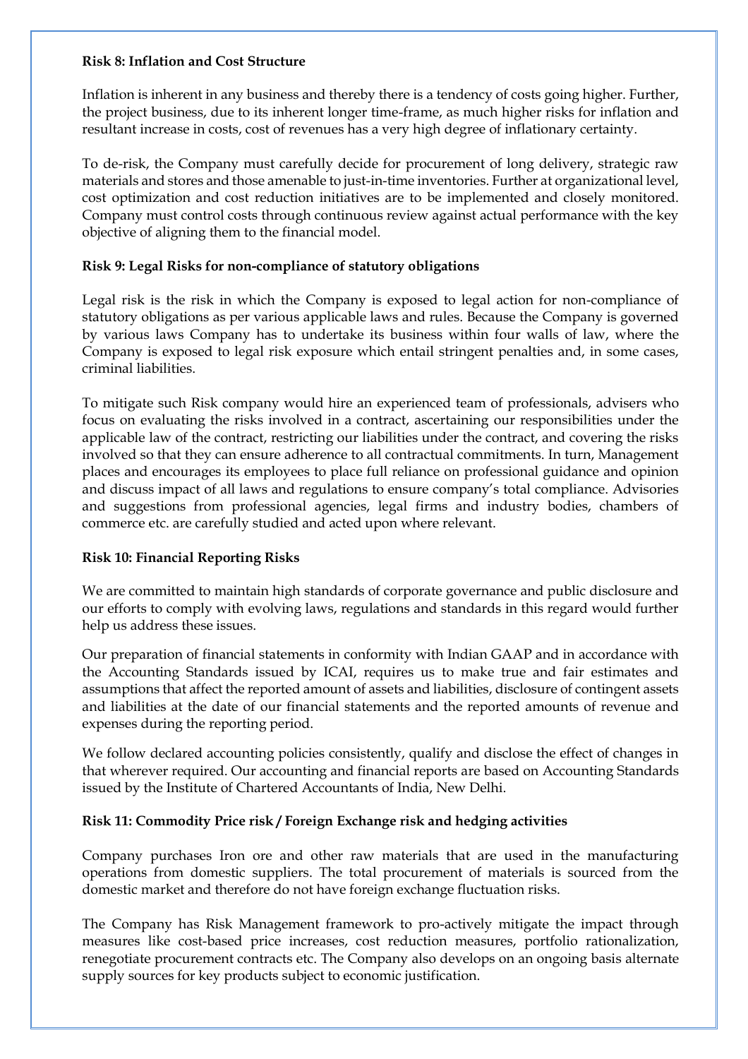**Risk 8: Inflation and Cost Structure**

Inflation is inherent in any business and thereby there is a tendency of costs going higher. Further, the project business, due to its inherent longer time-frame, as much higher risks for inflation and resultant increase in costs, cost of revenues has a very high degree of inflationary certainty.

To de-risk, the Company must carefully decide for procurement of long delivery, strategic raw materials and stores and those amenable to just-in-time inventories. Further at organizational level, cost optimization and cost reduction initiatives are to be implemented and closely monitored. Company must control costs through continuous review against actual performance with the key objective of aligning them to the financial model.

**Risk 9: Legal Risks for non-compliance of statutory obligations**

Legal risk is the risk in which the Company is exposed to legal action for non-compliance of statutory obligations as per various applicable laws and rules. Because the Company is governed by various laws Company has to undertake its business within four walls of law, where the Company is exposed to legal risk exposure which entail stringent penalties and, in some cases, criminal liabilities.

To mitigate such Risk company would hire an experienced team of professionals, advisers who focus on evaluating the risks involved in a contract, ascertaining our responsibilities under the applicable law of the contract, restricting our liabilities under the contract, and covering the risks involved so that they can ensure adherence to all contractual commitments. In turn, Management places and encourages its employees to place full reliance on professional guidance and opinion and discuss impact of all laws and regulations to ensure company's total compliance. Advisories and suggestions from professional agencies, legal firms and industry bodies, chambers of commerce etc. are carefully studied and acted upon where relevant.

**Risk 10: Financial Reporting Risks**

We are committed to maintain high standards of corporate governance and public disclosure and our efforts to comply with evolving laws, regulations and standards in this regard would further help us address these issues.

Our preparation of financial statements in conformity with Indian GAAP and in accordance with the Accounting Standards issued by ICAI, requires us to make true and fair estimates and assumptions that affect the reported amount of assets and liabilities, disclosure of contingent assets and liabilities at the date of our financial statements and the reported amounts of revenue and expenses during the reporting period.

We follow declared accounting policies consistently, qualify and disclose the effect of changes in that wherever required. Our accounting and financial reports are based on Accounting Standards issued by the Institute of Chartered Accountants of India, New Delhi.

**Risk 11: Commodity Price risk / Foreign Exchange risk and hedging activities**

Company purchases Iron ore and other raw materials that are used in the manufacturing operations from domestic suppliers. The total procurement of materials is sourced from the domestic market and therefore do not have foreign exchange fluctuation risks.

The Company has Risk Management framework to pro-actively mitigate the impact through measures like cost-based price increases, cost reduction measures, portfolio rationalization, renegotiate procurement contracts etc. The Company also develops on an ongoing basis alternate supply sources for key products subject to economic justification.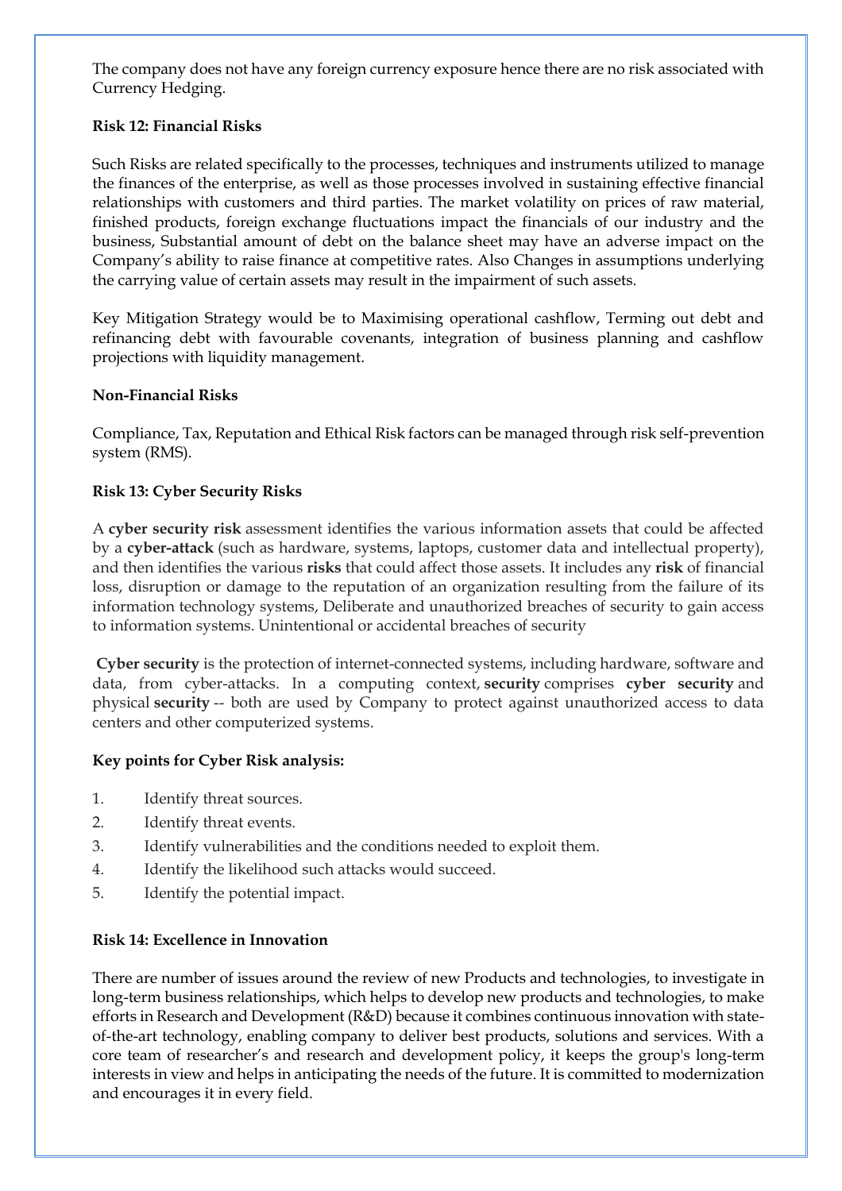The company does not have any foreign currency exposure hence there are no risk associated with Currency Hedging.

**Risk 12: Financial Risks**

Such Risks are related specifically to the processes, techniques and instruments utilized to manage the finances of the enterprise, as well as those processes involved in sustaining effective financial relationships with customers and third parties. The market volatility on prices of raw material, finished products, foreign exchange fluctuations impact the financials of our industry and the business, Substantial amount of debt on the balance sheet may have an adverse impact on the Company's ability to raise finance at competitive rates. Also Changes in assumptions underlying the carrying value of certain assets may result in the impairment of such assets.

Key Mitigation Strategy would be to Maximising operational cashflow, Terming out debt and refinancing debt with favourable covenants, integration of business planning and cashflow projections with liquidity management.

**Non-Financial Risks**

Compliance, Tax, Reputation and Ethical Risk factors can be managed through risk self-prevention system (RMS).

**Risk 13: Cyber Security Risks**

A **cyber security risk** assessment identifies the various information assets that could be affected by a **cyber-attack** (such as hardware, systems, laptops, customer data and intellectual property), and then identifies the various **risks** that could affect those assets. It includes any **risk** of financial loss, disruption or damage to the reputation of an organization resulting from the failure of its information technology systems, Deliberate and unauthorized breaches of security to gain access to information systems. Unintentional or accidental breaches of security

**Cyber security** is the protection of internet-connected systems, including hardware, software and data, from cyber-attacks. In a computing context, **security** comprises **cyber security** and physical **security** -- both are used by Company to protect against unauthorized access to data centers and other computerized systems.

**Key points for Cyber Risk analysis:**

1. Identify threat sources.
2. Identify threat events.
3. Identify vulnerabilities and the conditions needed to exploit them.
4. Identify the likelihood such attacks would succeed.
5. Identify the potential impact.

**Risk 14: Excellence in Innovation**

There are number of issues around the review of new Products and technologies, to investigate in long-term business relationships, which helps to develop new products and technologies, to make efforts in Research and Development (R&D) because it combines continuous innovation with state-of-the-art technology, enabling company to deliver best products, solutions and services. With a core team of researcher's and research and development policy, it keeps the group's long-term interests in view and helps in anticipating the needs of the future. It is committed to modernization and encourages it in every field.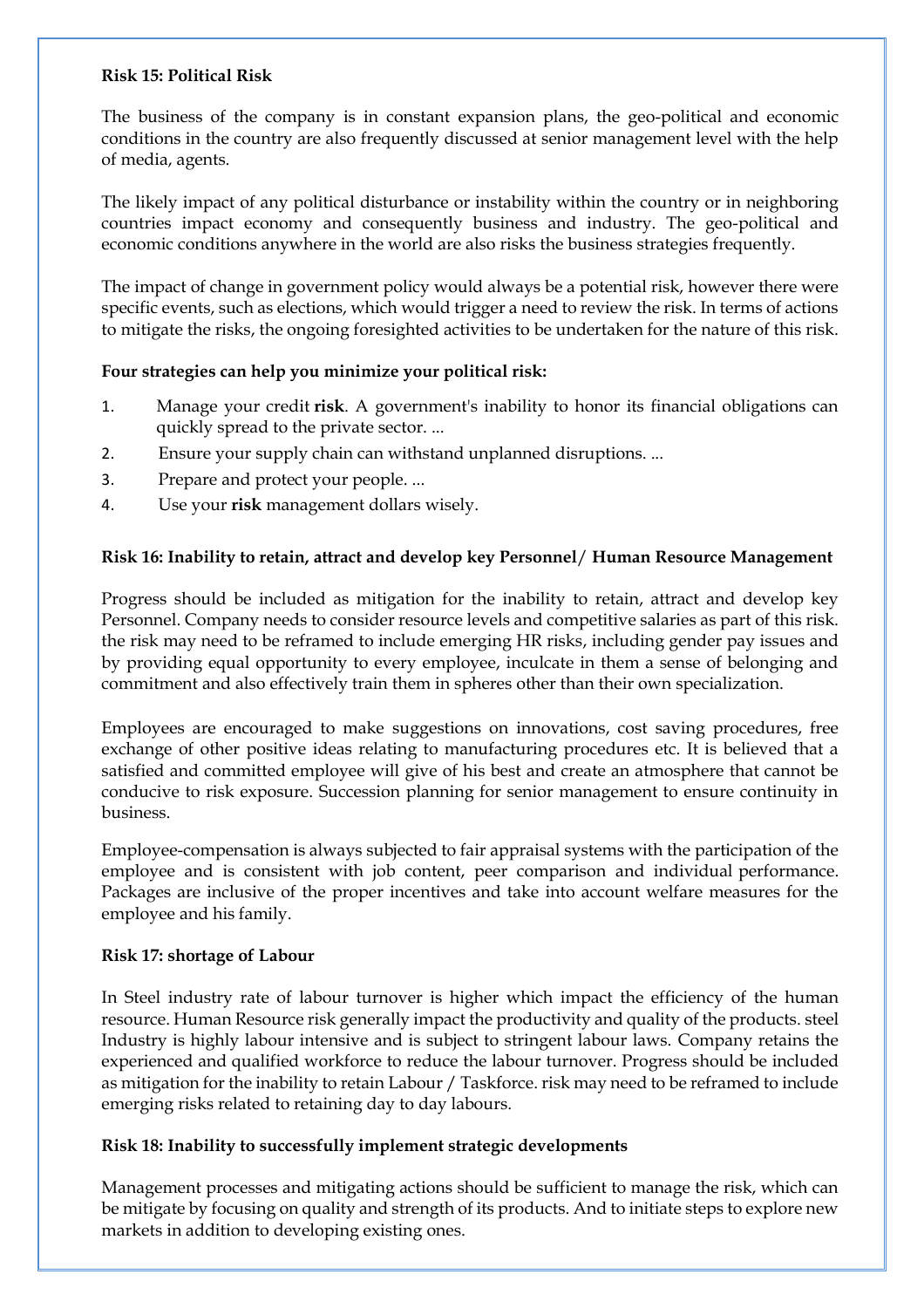**Risk 15: Political Risk**

The business of the company is in constant expansion plans, the geo-political and economic conditions in the country are also frequently discussed at senior management level with the help of media, agents.

The likely impact of any political disturbance or instability within the country or in neighboring countries impact economy and consequently business and industry. The geo-political and economic conditions anywhere in the world are also risks the business strategies frequently.

The impact of change in government policy would always be a potential risk, however there were specific events, such as elections, which would trigger a need to review the risk. In terms of actions to mitigate the risks, the ongoing foresighted activities to be undertaken for the nature of this risk.

**Four strategies can help you minimize your political risk:**

1. Manage your credit **risk**. A government's inability to honor its financial obligations can quickly spread to the private sector. ...
2. Ensure your supply chain can withstand unplanned disruptions. ...
3. Prepare and protect your people. ...
4. Use your **risk** management dollars wisely.

**Risk 16: Inability to retain, attract and develop key Personnel/ Human Resource Management**

Progress should be included as mitigation for the inability to retain, attract and develop key Personnel. Company needs to consider resource levels and competitive salaries as part of this risk. the risk may need to be reframed to include emerging HR risks, including gender pay issues and by providing equal opportunity to every employee, inculcate in them a sense of belonging and commitment and also effectively train them in spheres other than their own specialization.

Employees are encouraged to make suggestions on innovations, cost saving procedures, free exchange of other positive ideas relating to manufacturing procedures etc. It is believed that a satisfied and committed employee will give of his best and create an atmosphere that cannot be conducive to risk exposure. Succession planning for senior management to ensure continuity in business.

Employee-compensation is always subjected to fair appraisal systems with the participation of the employee and is consistent with job content, peer comparison and individual performance. Packages are inclusive of the proper incentives and take into account welfare measures for the employee and his family.

**Risk 17: shortage of Labour**

In Steel industry rate of labour turnover is higher which impact the efficiency of the human resource. Human Resource risk generally impact the productivity and quality of the products. steel Industry is highly labour intensive and is subject to stringent labour laws. Company retains the experienced and qualified workforce to reduce the labour turnover. Progress should be included as mitigation for the inability to retain Labour / Taskforce. risk may need to be reframed to include emerging risks related to retaining day to day labours.

**Risk 18: Inability to successfully implement strategic developments**

Management processes and mitigating actions should be sufficient to manage the risk, which can be mitigate by focusing on quality and strength of its products. And to initiate steps to explore new markets in addition to developing existing ones.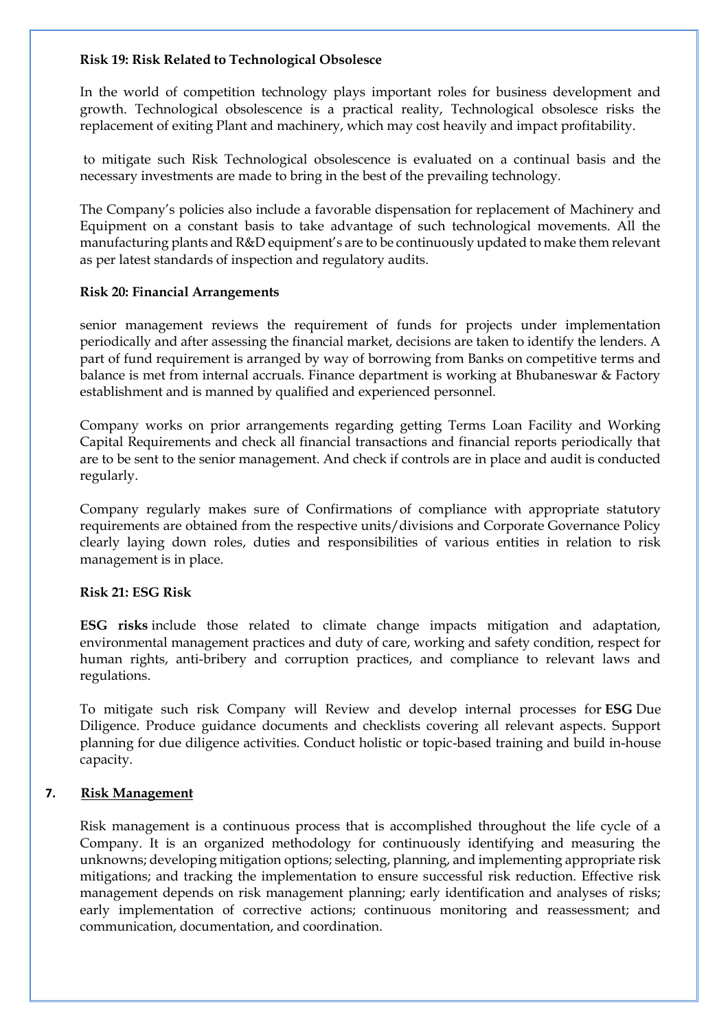**Risk 19: Risk Related to Technological Obsolesce**

In the world of competition technology plays important roles for business development and growth. Technological obsolescence is a practical reality, Technological obsolesce risks the replacement of exiting Plant and machinery, which may cost heavily and impact profitability.

to mitigate such Risk Technological obsolescence is evaluated on a continual basis and the necessary investments are made to bring in the best of the prevailing technology.

The Company's policies also include a favorable dispensation for replacement of Machinery and Equipment on a constant basis to take advantage of such technological movements. All the manufacturing plants and R&D equipment's are to be continuously updated to make them relevant as per latest standards of inspection and regulatory audits.

**Risk 20: Financial Arrangements**

senior management reviews the requirement of funds for projects under implementation periodically and after assessing the financial market, decisions are taken to identify the lenders. A part of fund requirement is arranged by way of borrowing from Banks on competitive terms and balance is met from internal accruals. Finance department is working at Bhubaneswar & Factory establishment and is manned by qualified and experienced personnel.

Company works on prior arrangements regarding getting Terms Loan Facility and Working Capital Requirements and check all financial transactions and financial reports periodically that are to be sent to the senior management. And check if controls are in place and audit is conducted regularly.

Company regularly makes sure of Confirmations of compliance with appropriate statutory requirements are obtained from the respective units/divisions and Corporate Governance Policy clearly laying down roles, duties and responsibilities of various entities in relation to risk management is in place.

**Risk 21: ESG Risk**

**ESG risks** include those related to climate change impacts mitigation and adaptation, environmental management practices and duty of care, working and safety condition, respect for human rights, anti-bribery and corruption practices, and compliance to relevant laws and regulations.

To mitigate such risk Company will Review and develop internal processes for **ESG** Due Diligence. Produce guidance documents and checklists covering all relevant aspects. Support planning for due diligence activities. Conduct holistic or topic-based training and build in-house capacity.

## 7. Risk Management

Risk management is a continuous process that is accomplished throughout the life cycle of a Company. It is an organized methodology for continuously identifying and measuring the unknowns; developing mitigation options; selecting, planning, and implementing appropriate risk mitigations; and tracking the implementation to ensure successful risk reduction. Effective risk management depends on risk management planning; early identification and analyses of risks; early implementation of corrective actions; continuous monitoring and reassessment; and communication, documentation, and coordination.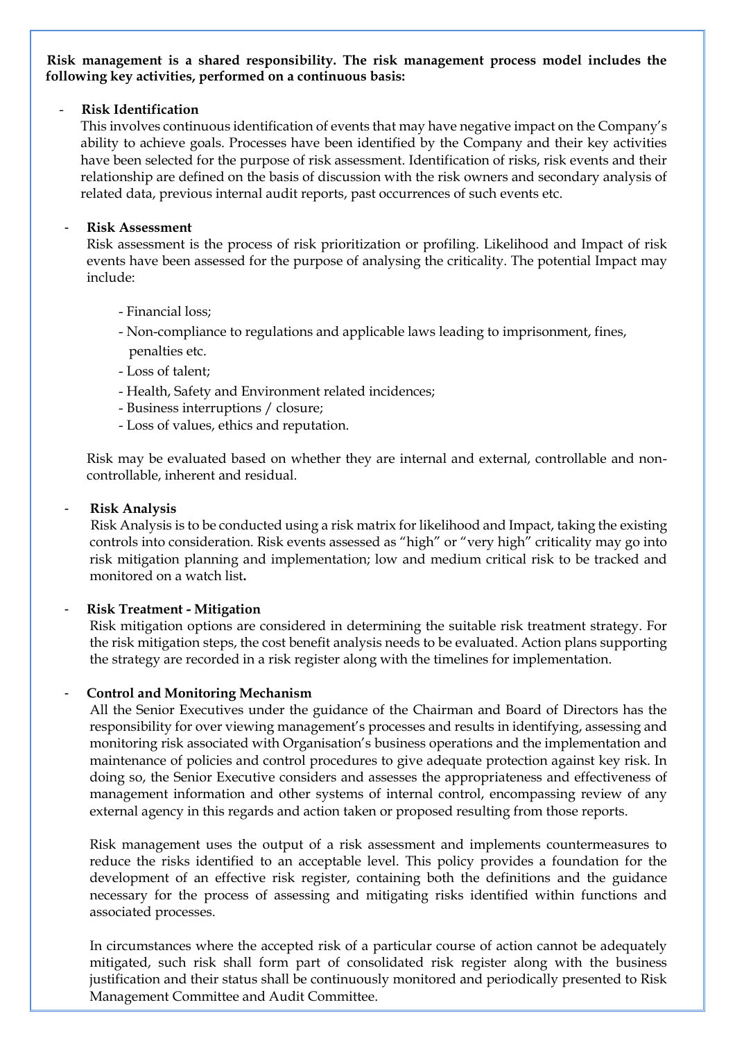**Risk management is a shared responsibility. The risk management process model includes the following key activities, performed on a continuous basis:**

- **Risk Identification**

  This involves continuous identification of events that may have negative impact on the Company's ability to achieve goals. Processes have been identified by the Company and their key activities have been selected for the purpose of risk assessment. Identification of risks, risk events and their relationship are defined on the basis of discussion with the risk owners and secondary analysis of related data, previous internal audit reports, past occurrences of such events etc.

- **Risk Assessment**

  Risk assessment is the process of risk prioritization or profiling. Likelihood and Impact of risk events have been assessed for the purpose of analysing the criticality. The potential Impact may include:

  - Financial loss;
  - Non-compliance to regulations and applicable laws leading to imprisonment, fines, penalties etc.
  - Loss of talent;
  - Health, Safety and Environment related incidences;
  - Business interruptions / closure;
  - Loss of values, ethics and reputation.

  Risk may be evaluated based on whether they are internal and external, controllable and non-controllable, inherent and residual.

- **Risk Analysis**

  Risk Analysis is to be conducted using a risk matrix for likelihood and Impact, taking the existing controls into consideration. Risk events assessed as "high" or "very high" criticality may go into risk mitigation planning and implementation; low and medium critical risk to be tracked and monitored on a watch list**.**

- **Risk Treatment - Mitigation**

  Risk mitigation options are considered in determining the suitable risk treatment strategy. For the risk mitigation steps, the cost benefit analysis needs to be evaluated. Action plans supporting the strategy are recorded in a risk register along with the timelines for implementation.

- **Control and Monitoring Mechanism**

  All the Senior Executives under the guidance of the Chairman and Board of Directors has the responsibility for over viewing management's processes and results in identifying, assessing and monitoring risk associated with Organisation's business operations and the implementation and maintenance of policies and control procedures to give adequate protection against key risk. In doing so, the Senior Executive considers and assesses the appropriateness and effectiveness of management information and other systems of internal control, encompassing review of any external agency in this regards and action taken or proposed resulting from those reports.

  Risk management uses the output of a risk assessment and implements countermeasures to reduce the risks identified to an acceptable level. This policy provides a foundation for the development of an effective risk register, containing both the definitions and the guidance necessary for the process of assessing and mitigating risks identified within functions and associated processes.

  In circumstances where the accepted risk of a particular course of action cannot be adequately mitigated, such risk shall form part of consolidated risk register along with the business justification and their status shall be continuously monitored and periodically presented to Risk Management Committee and Audit Committee.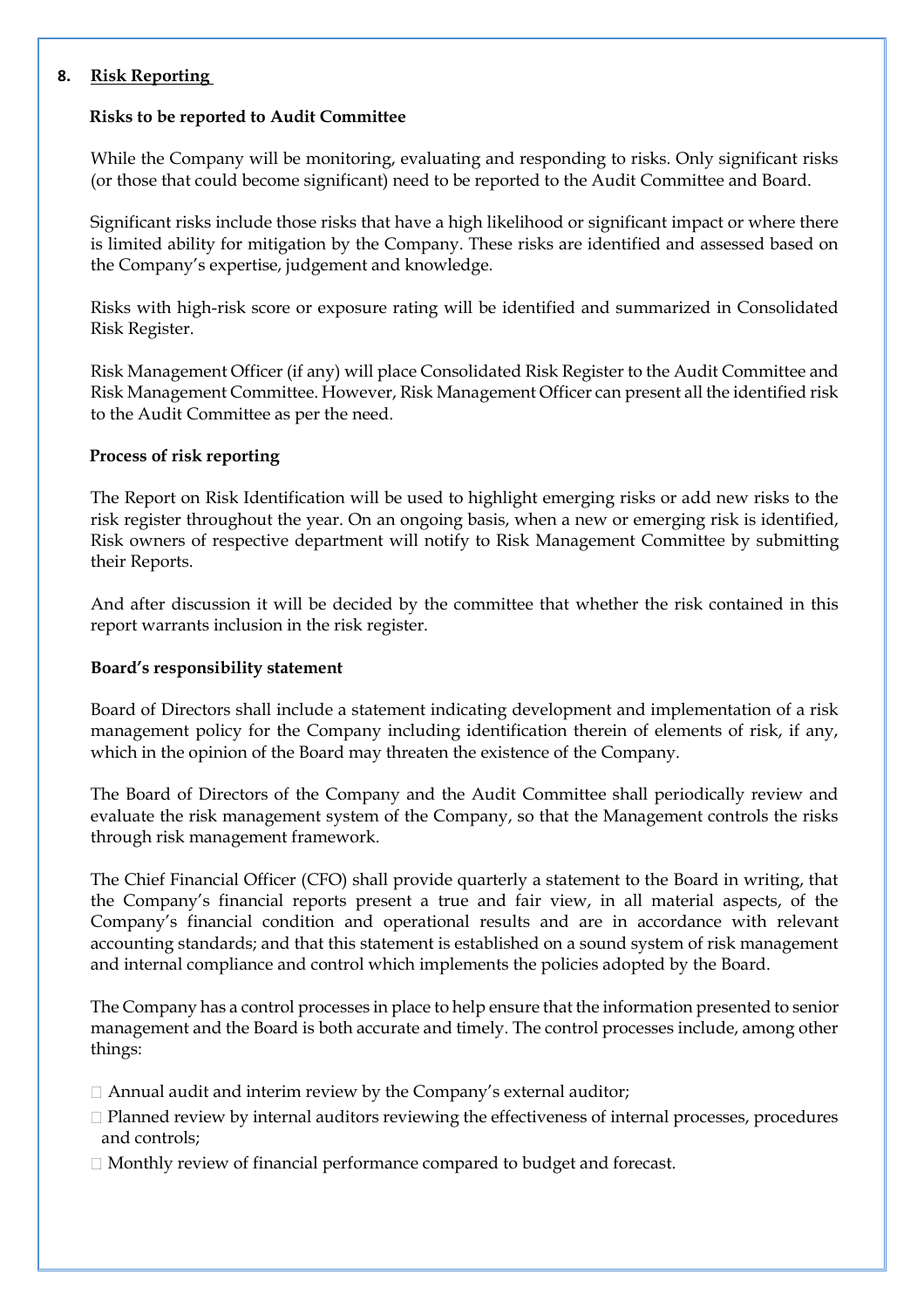## 8. Risk Reporting

**Risks to be reported to Audit Committee**

While the Company will be monitoring, evaluating and responding to risks. Only significant risks (or those that could become significant) need to be reported to the Audit Committee and Board.

Significant risks include those risks that have a high likelihood or significant impact or where there is limited ability for mitigation by the Company. These risks are identified and assessed based on the Company's expertise, judgement and knowledge.

Risks with high-risk score or exposure rating will be identified and summarized in Consolidated Risk Register.

Risk Management Officer (if any) will place Consolidated Risk Register to the Audit Committee and Risk Management Committee. However, Risk Management Officer can present all the identified risk to the Audit Committee as per the need.

**Process of risk reporting**

The Report on Risk Identification will be used to highlight emerging risks or add new risks to the risk register throughout the year. On an ongoing basis, when a new or emerging risk is identified, Risk owners of respective department will notify to Risk Management Committee by submitting their Reports.

And after discussion it will be decided by the committee that whether the risk contained in this report warrants inclusion in the risk register.

**Board's responsibility statement**

Board of Directors shall include a statement indicating development and implementation of a risk management policy for the Company including identification therein of elements of risk, if any, which in the opinion of the Board may threaten the existence of the Company.

The Board of Directors of the Company and the Audit Committee shall periodically review and evaluate the risk management system of the Company, so that the Management controls the risks through risk management framework.

The Chief Financial Officer (CFO) shall provide quarterly a statement to the Board in writing, that the Company's financial reports present a true and fair view, in all material aspects, of the Company's financial condition and operational results and are in accordance with relevant accounting standards; and that this statement is established on a sound system of risk management and internal compliance and control which implements the policies adopted by the Board.

The Company has a control processes in place to help ensure that the information presented to senior management and the Board is both accurate and timely. The control processes include, among other things:

- Annual audit and interim review by the Company's external auditor;
- Planned review by internal auditors reviewing the effectiveness of internal processes, procedures and controls;
- Monthly review of financial performance compared to budget and forecast.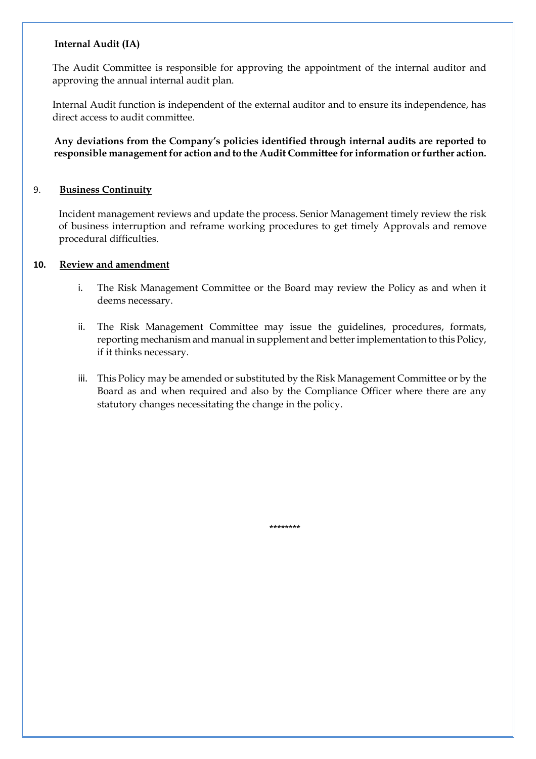**Internal Audit (IA)**

The Audit Committee is responsible for approving the appointment of the internal auditor and approving the annual internal audit plan.

Internal Audit function is independent of the external auditor and to ensure its independence, has direct access to audit committee.

**Any deviations from the Company's policies identified through internal audits are reported to responsible management for action and to the Audit Committee for information or further action.**

## 9. Business Continuity

Incident management reviews and update the process. Senior Management timely review the risk of business interruption and reframe working procedures to get timely Approvals and remove procedural difficulties.

## 10. Review and amendment

i. The Risk Management Committee or the Board may review the Policy as and when it deems necessary.

ii. The Risk Management Committee may issue the guidelines, procedures, formats, reporting mechanism and manual in supplement and better implementation to this Policy, if it thinks necessary.

iii. This Policy may be amended or substituted by the Risk Management Committee or by the Board as and when required and also by the Compliance Officer where there are any statutory changes necessitating the change in the policy.

********